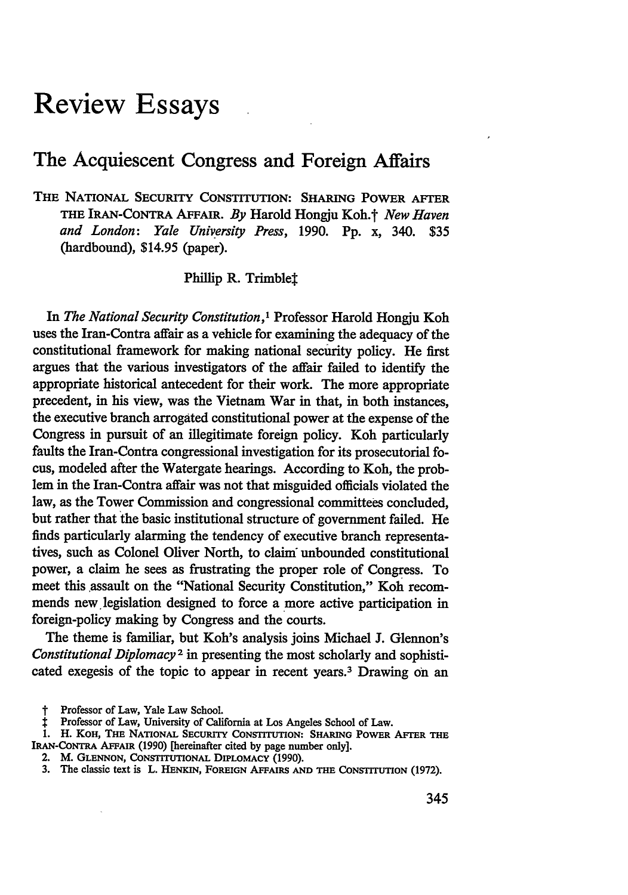# Review Essays

## The Acquiescent Congress and Foreign Affairs

THE NATIONAL SECURITY CONSTITUTION: SHARING POWER AFTER THE IRAN-CONTRA AFFAIR. *By* Harold Hongju Koh.† *New Haven and London: Yale University Press,* 1990. Pp. x, 340. $35 (hardbound), $14.95 (paper).

Phillip R. Trimble‡

In *The National Security Constitution,*[1] Professor Harold Hongju Koh uses the Iran-Contra affair as a vehicle for examining the adequacy of the constitutional framework for making national security policy. He first argues that the various investigators of the affair failed to identify the appropriate historical antecedent for their work. The more appropriate precedent, in his view, was the Vietnam War in that, in both instances, the executive branch arrogated constitutional power at the expense of the Congress in pursuit of an illegitimate foreign policy. Koh particularly faults the Iran-Contra congressional investigation for its prosecutorial focus, modeled after the Watergate hearings. According to Koh, the problem in the Iran-Contra affair was not that misguided officials violated the law, as the Tower Commission and congressional committees concluded, but rather that the basic institutional structure of government failed. He finds particularly alarming the tendency of executive branch representatives, such as Colonel Oliver North, to claim unbounded constitutional power, a claim he sees as frustrating the proper role of Congress. To meet this assault on the "National Security Constitution," Koh recommends new legislation designed to force a more active participation in foreign-policy making by Congress and the courts.

The theme is familiar, but Koh's analysis joins Michael J. Glennon's *Constitutional Diplomacy*[2] in presenting the most scholarly and sophisticated exegesis of the topic to appear in recent years.[3] Drawing on an

† Professor of Law, Yale Law School.

‡ Professor of Law, University of California at Los Angeles School of Law.

1. H. KOH, THE NATIONAL SECURITY CONSTITUTION: SHARING POWER AFTER THE IRAN-CONTRA AFFAIR (1990) [hereinafter cited by page number only].

2. M. GLENNON, CONSTITUTIONAL DIPLOMACY (1990).

3. The classic text is L. HENKIN, FOREIGN AFFAIRS AND THE CONSTITUTION (1972).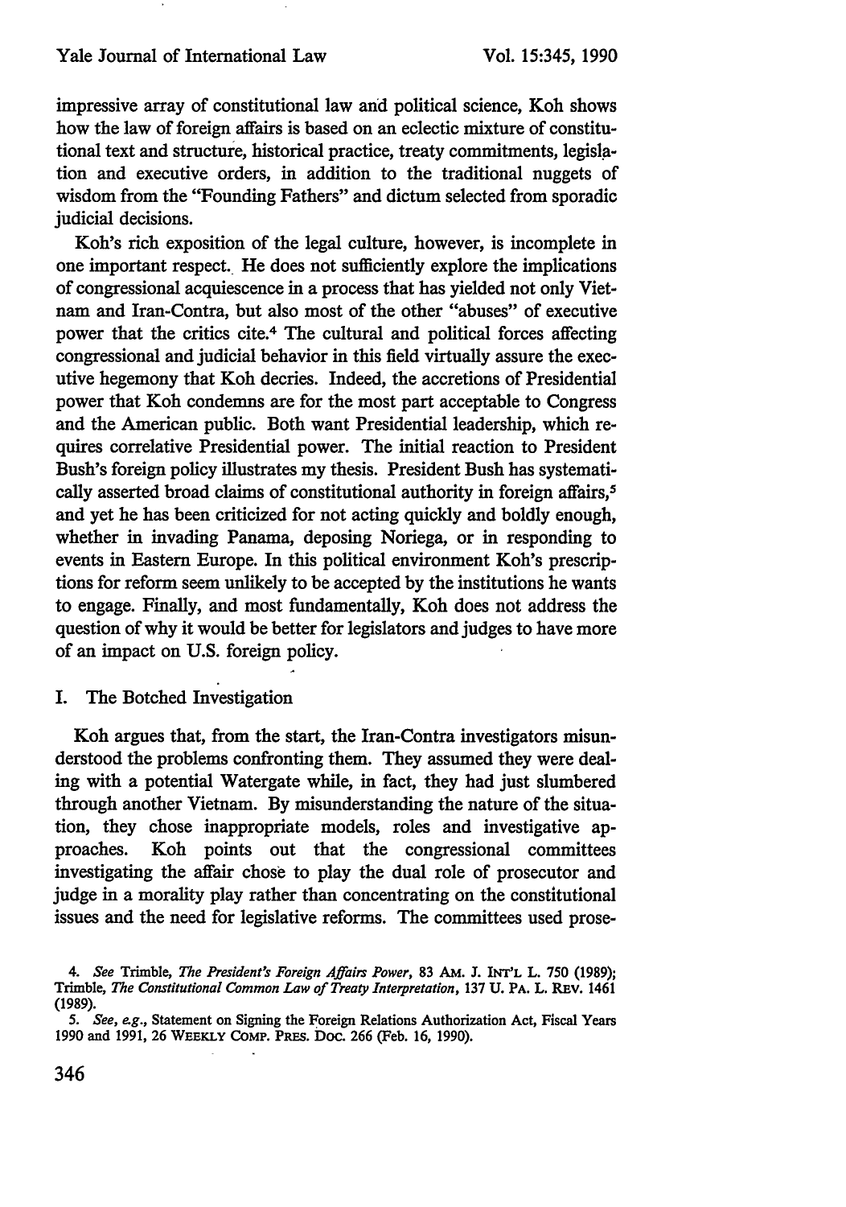impressive array of constitutional law and political science, Koh shows how the law of foreign affairs is based on an eclectic mixture of constitutional text and structure, historical practice, treaty commitments, legislation and executive orders, in addition to the traditional nuggets of wisdom from the "Founding Fathers" and dictum selected from sporadic judicial decisions.

Koh's rich exposition of the legal culture, however, is incomplete in one important respect. He does not sufficiently explore the implications of congressional acquiescence in a process that has yielded not only Vietnam and Iran-Contra, but also most of the other "abuses" of executive power that the critics cite.[4] The cultural and political forces affecting congressional and judicial behavior in this field virtually assure the executive hegemony that Koh decries. Indeed, the accretions of Presidential power that Koh condemns are for the most part acceptable to Congress and the American public. Both want Presidential leadership, which requires correlative Presidential power. The initial reaction to President Bush's foreign policy illustrates my thesis. President Bush has systematically asserted broad claims of constitutional authority in foreign affairs,[5] and yet he has been criticized for not acting quickly and boldly enough, whether in invading Panama, deposing Noriega, or in responding to events in Eastern Europe. In this political environment Koh's prescriptions for reform seem unlikely to be accepted by the institutions he wants to engage. Finally, and most fundamentally, Koh does not address the question of why it would be better for legislators and judges to have more of an impact on U.S. foreign policy.

## I. The Botched Investigation

Koh argues that, from the start, the Iran-Contra investigators misunderstood the problems confronting them. They assumed they were dealing with a potential Watergate while, in fact, they had just slumbered through another Vietnam. By misunderstanding the nature of the situation, they chose inappropriate models, roles and investigative approaches. Koh points out that the congressional committees investigating the affair chose to play the dual role of prosecutor and judge in a morality play rather than concentrating on the constitutional issues and the need for legislative reforms. The committees used prose-

4. *See* Trimble, *The President's Foreign Affairs Power*, 83 AM. J. INT'L L. 750 (1989); Trimble, *The Constitutional Common Law of Treaty Interpretation*, 137 U. PA. L. REV. 1461 (1989).

5. *See, e.g.*, Statement on Signing the Foreign Relations Authorization Act, Fiscal Years 1990 and 1991, 26 WEEKLY COMP. PRES. DOC. 266 (Feb. 16, 1990).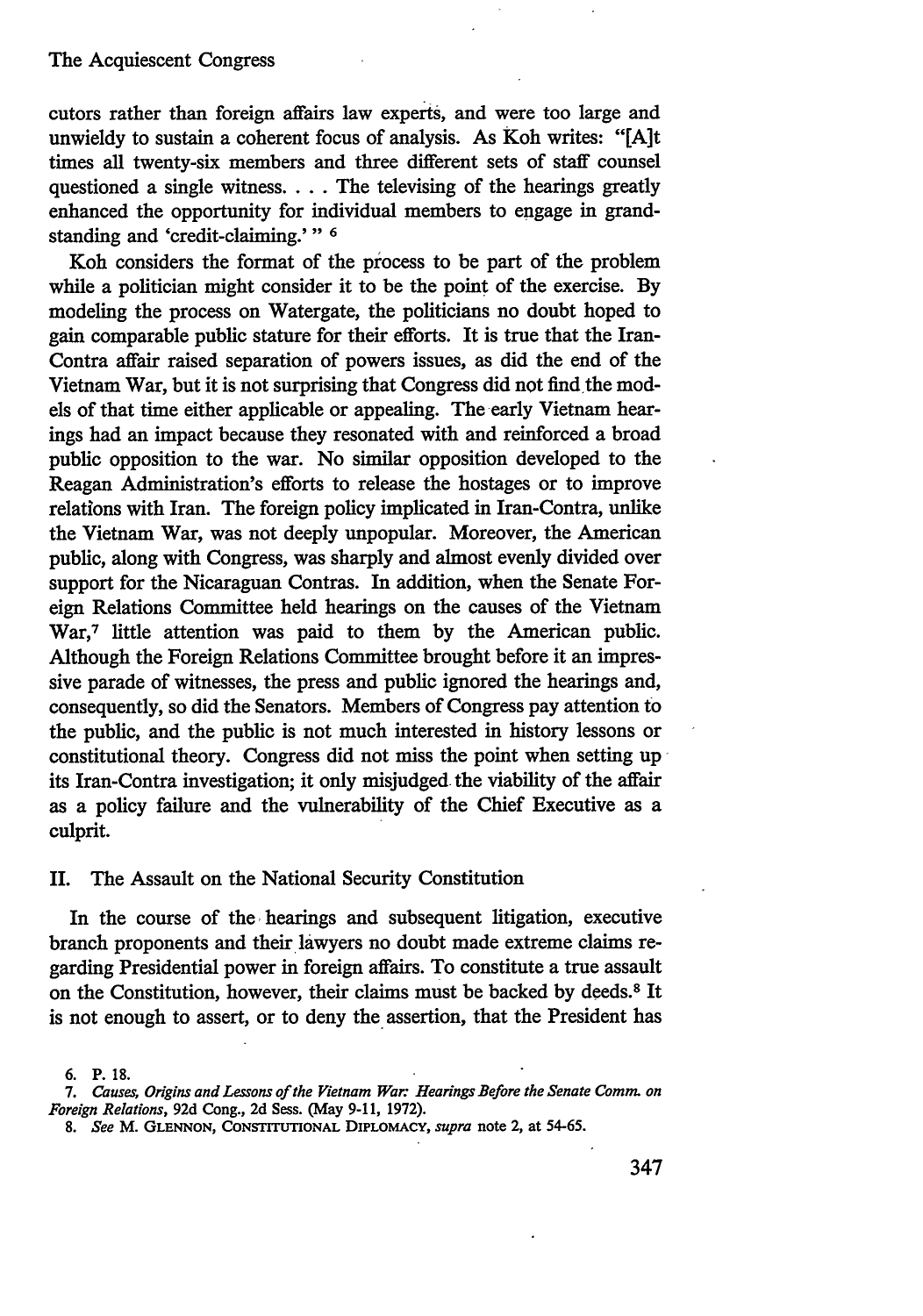cutors rather than foreign affairs law experts, and were too large and unwieldy to sustain a coherent focus of analysis. As Koh writes: "[A]t times all twenty-six members and three different sets of staff counsel questioned a single witness. . . . The televising of the hearings greatly enhanced the opportunity for individual members to engage in grandstanding and 'credit-claiming.' "[6]

Koh considers the format of the process to be part of the problem while a politician might consider it to be the point of the exercise. By modeling the process on Watergate, the politicians no doubt hoped to gain comparable public stature for their efforts. It is true that the Iran-Contra affair raised separation of powers issues, as did the end of the Vietnam War, but it is not surprising that Congress did not find the models of that time either applicable or appealing. The early Vietnam hearings had an impact because they resonated with and reinforced a broad public opposition to the war. No similar opposition developed to the Reagan Administration's efforts to release the hostages or to improve relations with Iran. The foreign policy implicated in Iran-Contra, unlike the Vietnam War, was not deeply unpopular. Moreover, the American public, along with Congress, was sharply and almost evenly divided over support for the Nicaraguan Contras. In addition, when the Senate Foreign Relations Committee held hearings on the causes of the Vietnam War,[7] little attention was paid to them by the American public. Although the Foreign Relations Committee brought before it an impressive parade of witnesses, the press and public ignored the hearings and, consequently, so did the Senators. Members of Congress pay attention to the public, and the public is not much interested in history lessons or constitutional theory. Congress did not miss the point when setting up its Iran-Contra investigation; it only misjudged the viability of the affair as a policy failure and the vulnerability of the Chief Executive as a culprit.

## II. The Assault on the National Security Constitution

In the course of the hearings and subsequent litigation, executive branch proponents and their lawyers no doubt made extreme claims regarding Presidential power in foreign affairs. To constitute a true assault on the Constitution, however, their claims must be backed by deeds.[8] It is not enough to assert, or to deny the assertion, that the President has

---

6. P. 18.

7. *Causes, Origins and Lessons of the Vietnam War: Hearings Before the Senate Comm. on Foreign Relations*, 92d Cong., 2d Sess. (May 9-11, 1972).

8. *See* M. GLENNON, CONSTITUTIONAL DIPLOMACY, *supra* note 2, at 54-65.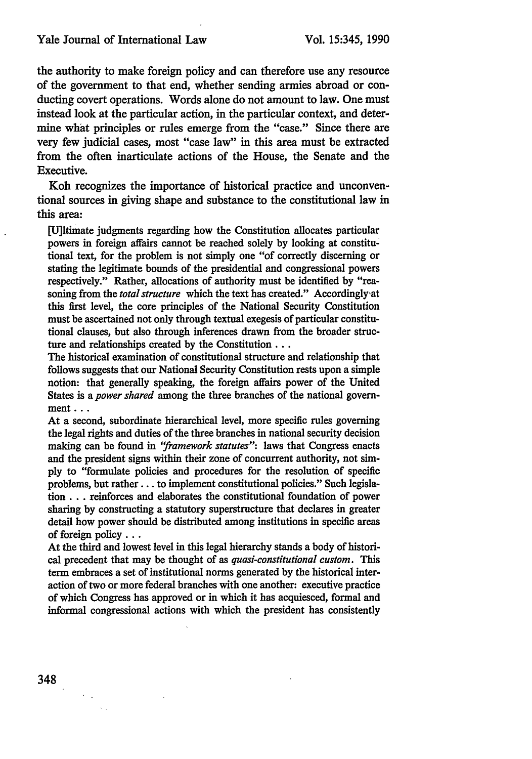the authority to make foreign policy and can therefore use any resource of the government to that end, whether sending armies abroad or conducting covert operations. Words alone do not amount to law. One must instead look at the particular action, in the particular context, and determine what principles or rules emerge from the "case." Since there are very few judicial cases, most "case law" in this area must be extracted from the often inarticulate actions of the House, the Senate and the Executive.

Koh recognizes the importance of historical practice and unconventional sources in giving shape and substance to the constitutional law in this area:

> [U]ltimate judgments regarding how the Constitution allocates particular powers in foreign affairs cannot be reached solely by looking at constitutional text, for the problem is not simply one "of correctly discerning or stating the legitimate bounds of the presidential and congressional powers respectively." Rather, allocations of authority must be identified by "reasoning from the *total structure* which the text has created." Accordingly at this first level, the core principles of the National Security Constitution must be ascertained not only through textual exegesis of particular constitutional clauses, but also through inferences drawn from the broader structure and relationships created by the Constitution . . .
>
> The historical examination of constitutional structure and relationship that follows suggests that our National Security Constitution rests upon a simple notion: that generally speaking, the foreign affairs power of the United States is a *power shared* among the three branches of the national government . . .
>
> At a second, subordinate hierarchical level, more specific rules governing the legal rights and duties of the three branches in national security decision making can be found in *"framework statutes"*: laws that Congress enacts and the president signs within their zone of concurrent authority, not simply to "formulate policies and procedures for the resolution of specific problems, but rather . . . to implement constitutional policies." Such legislation . . . reinforces and elaborates the constitutional foundation of power sharing by constructing a statutory superstructure that declares in greater detail how power should be distributed among institutions in specific areas of foreign policy . . .
>
> At the third and lowest level in this legal hierarchy stands a body of historical precedent that may be thought of as *quasi-constitutional custom*. This term embraces a set of institutional norms generated by the historical interaction of two or more federal branches with one another: executive practice of which Congress has approved or in which it has acquiesced, formal and informal congressional actions with which the president has consistently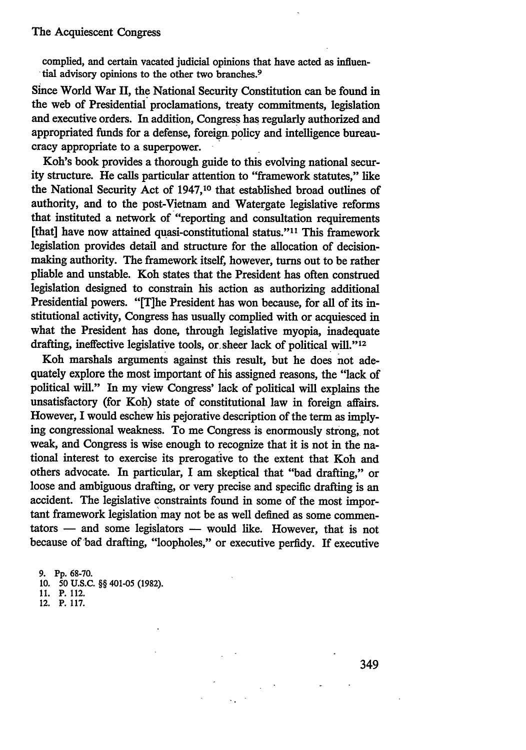complied, and certain vacated judicial opinions that have acted as influential advisory opinions to the other two branches.[9]

Since World War II, the National Security Constitution can be found in the web of Presidential proclamations, treaty commitments, legislation and executive orders. In addition, Congress has regularly authorized and appropriated funds for a defense, foreign policy and intelligence bureaucracy appropriate to a superpower.

Koh's book provides a thorough guide to this evolving national security structure. He calls particular attention to "framework statutes," like the National Security Act of 1947,[10] that established broad outlines of authority, and to the post-Vietnam and Watergate legislative reforms that instituted a network of "reporting and consultation requirements [that] have now attained quasi-constitutional status."[11] This framework legislation provides detail and structure for the allocation of decision-making authority. The framework itself, however, turns out to be rather pliable and unstable. Koh states that the President has often construed legislation designed to constrain his action as authorizing additional Presidential powers. "[T]he President has won because, for all of its institutional activity, Congress has usually complied with or acquiesced in what the President has done, through legislative myopia, inadequate drafting, ineffective legislative tools, or sheer lack of political will."[12]

Koh marshals arguments against this result, but he does not adequately explore the most important of his assigned reasons, the "lack of political will." In my view Congress' lack of political will explains the unsatisfactory (for Koh) state of constitutional law in foreign affairs. However, I would eschew his pejorative description of the term as implying congressional weakness. To me Congress is enormously strong, not weak, and Congress is wise enough to recognize that it is not in the national interest to exercise its prerogative to the extent that Koh and others advocate. In particular, I am skeptical that "bad drafting," or loose and ambiguous drafting, or very precise and specific drafting is an accident. The legislative constraints found in some of the most important framework legislation may not be as well defined as some commentators — and some legislators — would like. However, that is not because of bad drafting, "loopholes," or executive perfidy. If executive

9. Pp. 68-70.
10. 50 U.S.C. §§ 401-05 (1982).
11. P. 112.
12. P. 117.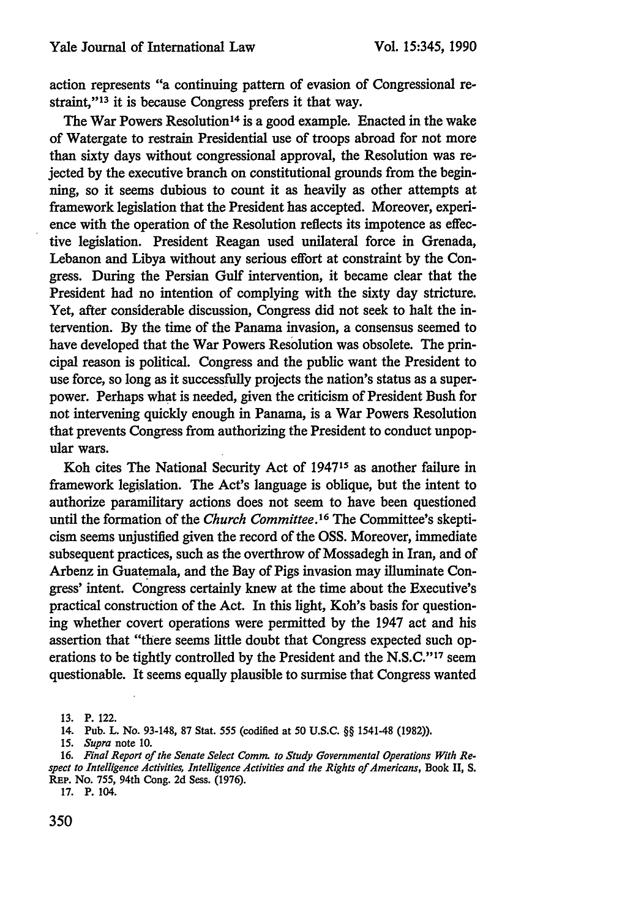action represents "a continuing pattern of evasion of Congressional restraint,"[13] it is because Congress prefers it that way.

The War Powers Resolution[14] is a good example. Enacted in the wake of Watergate to restrain Presidential use of troops abroad for not more than sixty days without congressional approval, the Resolution was rejected by the executive branch on constitutional grounds from the beginning, so it seems dubious to count it as heavily as other attempts at framework legislation that the President has accepted. Moreover, experience with the operation of the Resolution reflects its impotence as effective legislation. President Reagan used unilateral force in Grenada, Lebanon and Libya without any serious effort at constraint by the Congress. During the Persian Gulf intervention, it became clear that the President had no intention of complying with the sixty day stricture. Yet, after considerable discussion, Congress did not seek to halt the intervention. By the time of the Panama invasion, a consensus seemed to have developed that the War Powers Resolution was obsolete. The principal reason is political. Congress and the public want the President to use force, so long as it successfully projects the nation's status as a superpower. Perhaps what is needed, given the criticism of President Bush for not intervening quickly enough in Panama, is a War Powers Resolution that prevents Congress from authorizing the President to conduct unpopular wars.

Koh cites The National Security Act of 1947[15] as another failure in framework legislation. The Act's language is oblique, but the intent to authorize paramilitary actions does not seem to have been questioned until the formation of the *Church Committee*.[16] The Committee's skepticism seems unjustified given the record of the OSS. Moreover, immediate subsequent practices, such as the overthrow of Mossadegh in Iran, and of Arbenz in Guatemala, and the Bay of Pigs invasion may illuminate Congress' intent. Congress certainly knew at the time about the Executive's practical construction of the Act. In this light, Koh's basis for questioning whether covert operations were permitted by the 1947 act and his assertion that "there seems little doubt that Congress expected such operations to be tightly controlled by the President and the N.S.C."[17] seem questionable. It seems equally plausible to surmise that Congress wanted

13. P. 122.

14. Pub. L. No. 93-148, 87 Stat. 555 (codified at 50 U.S.C. §§ 1541-48 (1982)).

15. *Supra* note 10.

16. *Final Report of the Senate Select Comm. to Study Governmental Operations With Respect to Intelligence Activities, Intelligence Activities and the Rights of Americans*, Book II, S. REP. No. 755, 94th Cong. 2d Sess. (1976).

17. P. 104.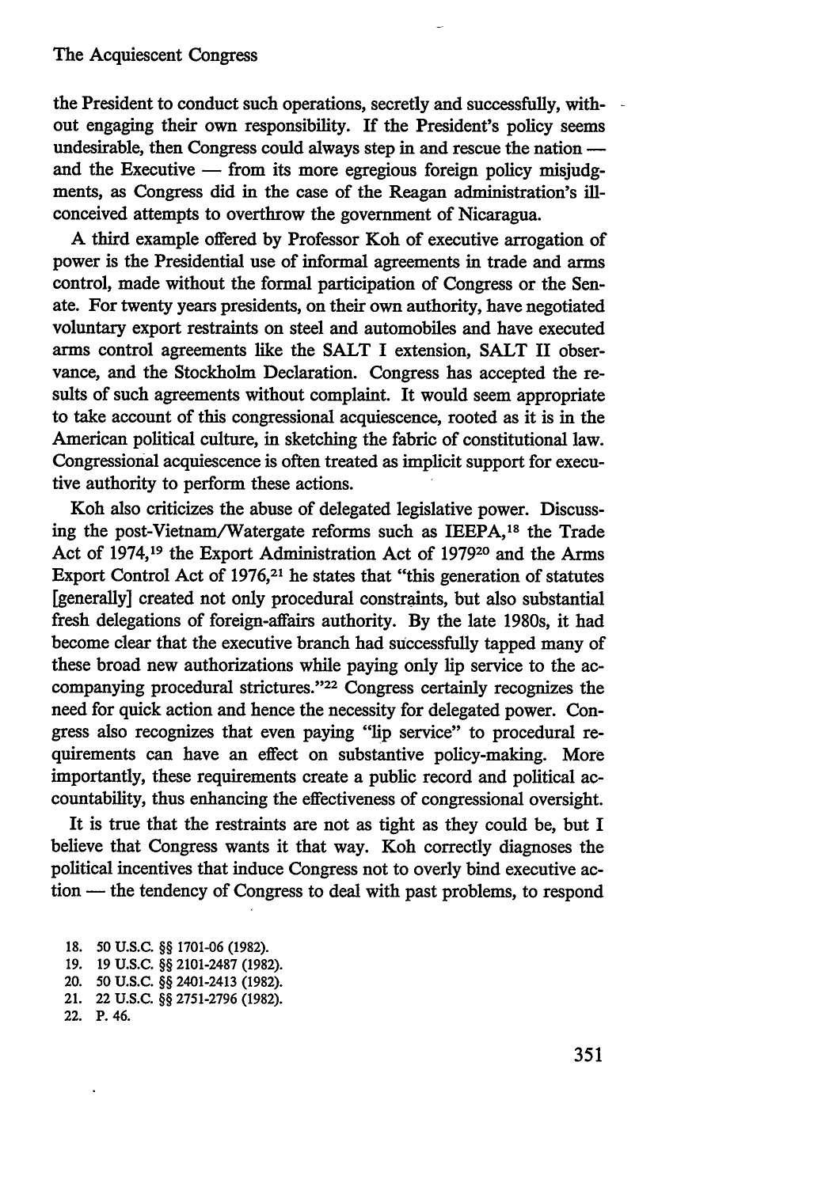the President to conduct such operations, secretly and successfully, without engaging their own responsibility. If the President's policy seems undesirable, then Congress could always step in and rescue the nation — and the Executive — from its more egregious foreign policy misjudgments, as Congress did in the case of the Reagan administration's ill-conceived attempts to overthrow the government of Nicaragua.

A third example offered by Professor Koh of executive arrogation of power is the Presidential use of informal agreements in trade and arms control, made without the formal participation of Congress or the Senate. For twenty years presidents, on their own authority, have negotiated voluntary export restraints on steel and automobiles and have executed arms control agreements like the SALT I extension, SALT II observance, and the Stockholm Declaration. Congress has accepted the results of such agreements without complaint. It would seem appropriate to take account of this congressional acquiescence, rooted as it is in the American political culture, in sketching the fabric of constitutional law. Congressional acquiescence is often treated as implicit support for executive authority to perform these actions.

Koh also criticizes the abuse of delegated legislative power. Discussing the post-Vietnam/Watergate reforms such as IEEPA,[18] the Trade Act of 1974,[19] the Export Administration Act of 1979[20] and the Arms Export Control Act of 1976,[21] he states that "this generation of statutes [generally] created not only procedural constraints, but also substantial fresh delegations of foreign-affairs authority. By the late 1980s, it had become clear that the executive branch had successfully tapped many of these broad new authorizations while paying only lip service to the accompanying procedural strictures."[22] Congress certainly recognizes the need for quick action and hence the necessity for delegated power. Congress also recognizes that even paying "lip service" to procedural requirements can have an effect on substantive policy-making. More importantly, these requirements create a public record and political accountability, thus enhancing the effectiveness of congressional oversight.

It is true that the restraints are not as tight as they could be, but I believe that Congress wants it that way. Koh correctly diagnoses the political incentives that induce Congress not to overly bind executive action — the tendency of Congress to deal with past problems, to respond

18. 50 U.S.C. §§ 1701-06 (1982).
19. 19 U.S.C. §§ 2101-2487 (1982).
20. 50 U.S.C. §§ 2401-2413 (1982).
21. 22 U.S.C. §§ 2751-2796 (1982).
22. P. 46.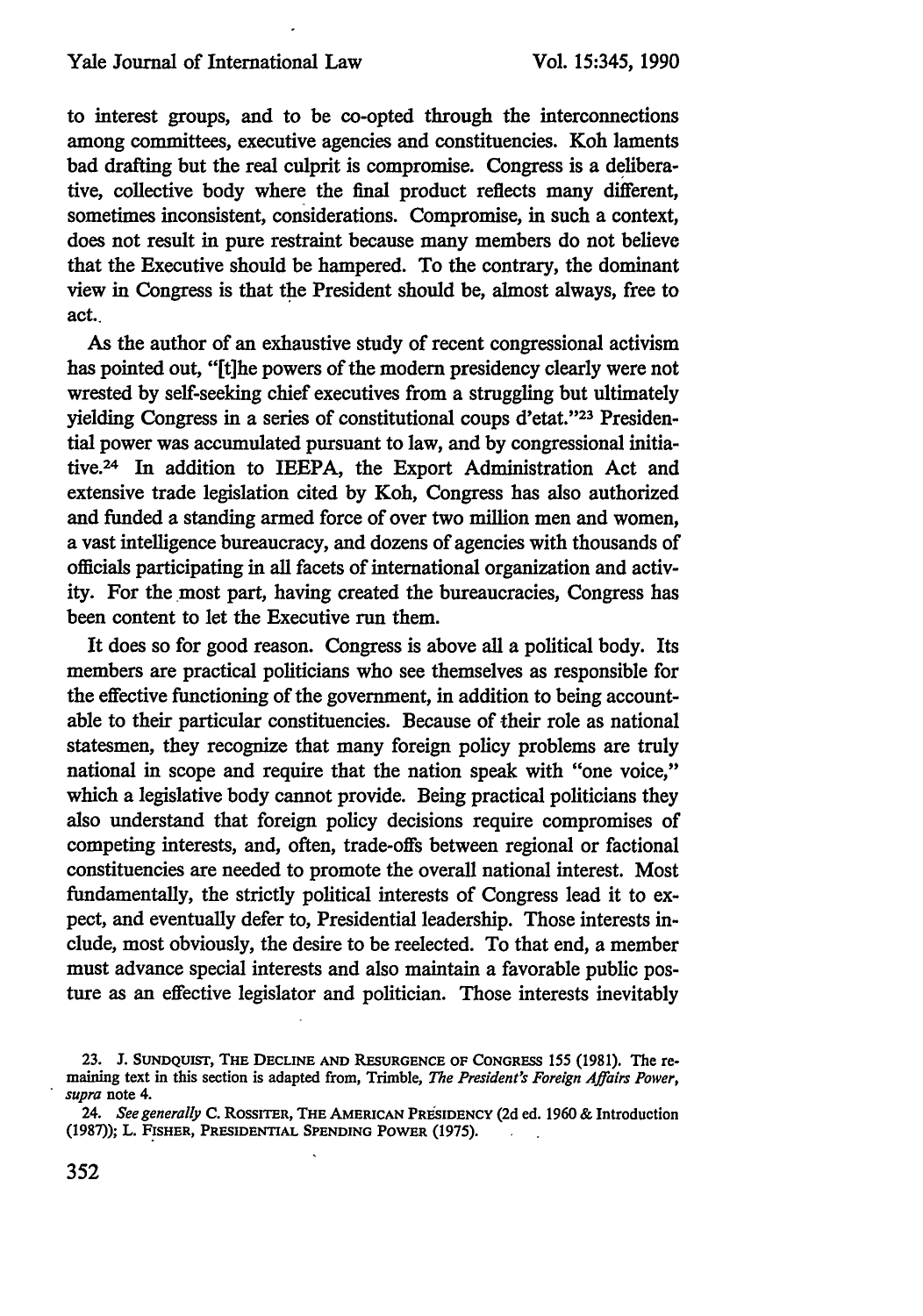to interest groups, and to be co-opted through the interconnections among committees, executive agencies and constituencies. Koh laments bad drafting but the real culprit is compromise. Congress is a deliberative, collective body where the final product reflects many different, sometimes inconsistent, considerations. Compromise, in such a context, does not result in pure restraint because many members do not believe that the Executive should be hampered. To the contrary, the dominant view in Congress is that the President should be, almost always, free to act.

As the author of an exhaustive study of recent congressional activism has pointed out, "[t]he powers of the modern presidency clearly were not wrested by self-seeking chief executives from a struggling but ultimately yielding Congress in a series of constitutional coups d'etat."[23] Presidential power was accumulated pursuant to law, and by congressional initiative.[24] In addition to IEEPA, the Export Administration Act and extensive trade legislation cited by Koh, Congress has also authorized and funded a standing armed force of over two million men and women, a vast intelligence bureaucracy, and dozens of agencies with thousands of officials participating in all facets of international organization and activity. For the most part, having created the bureaucracies, Congress has been content to let the Executive run them.

It does so for good reason. Congress is above all a political body. Its members are practical politicians who see themselves as responsible for the effective functioning of the government, in addition to being accountable to their particular constituencies. Because of their role as national statesmen, they recognize that many foreign policy problems are truly national in scope and require that the nation speak with "one voice," which a legislative body cannot provide. Being practical politicians they also understand that foreign policy decisions require compromises of competing interests, and, often, trade-offs between regional or factional constituencies are needed to promote the overall national interest. Most fundamentally, the strictly political interests of Congress lead it to expect, and eventually defer to, Presidential leadership. Those interests include, most obviously, the desire to be reelected. To that end, a member must advance special interests and also maintain a favorable public posture as an effective legislator and politician. Those interests inevitably

---

23. J. SUNDQUIST, THE DECLINE AND RESURGENCE OF CONGRESS 155 (1981). The remaining text in this section is adapted from, Trimble, *The President's Foreign Affairs Power*, *supra* note 4.

24. *See generally* C. ROSSITER, THE AMERICAN PRESIDENCY (2d ed. 1960 & Introduction (1987)); L. FISHER, PRESIDENTIAL SPENDING POWER (1975).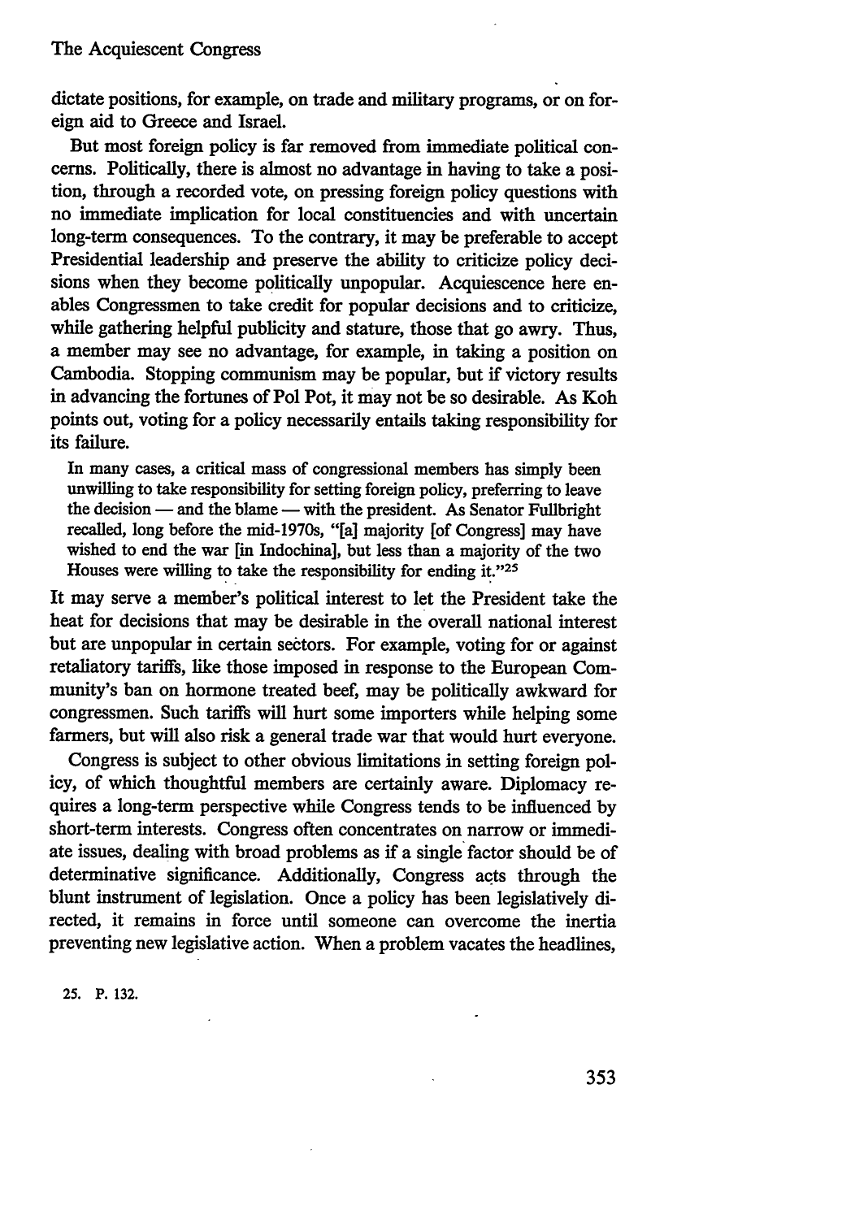dictate positions, for example, on trade and military programs, or on foreign aid to Greece and Israel.

But most foreign policy is far removed from immediate political concerns. Politically, there is almost no advantage in having to take a position, through a recorded vote, on pressing foreign policy questions with no immediate implication for local constituencies and with uncertain long-term consequences. To the contrary, it may be preferable to accept Presidential leadership and preserve the ability to criticize policy decisions when they become politically unpopular. Acquiescence here enables Congressmen to take credit for popular decisions and to criticize, while gathering helpful publicity and stature, those that go awry. Thus, a member may see no advantage, for example, in taking a position on Cambodia. Stopping communism may be popular, but if victory results in advancing the fortunes of Pol Pot, it may not be so desirable. As Koh points out, voting for a policy necessarily entails taking responsibility for its failure.

> In many cases, a critical mass of congressional members has simply been unwilling to take responsibility for setting foreign policy, preferring to leave the decision — and the blame — with the president. As Senator Fullbright recalled, long before the mid-1970s, "[a] majority [of Congress] may have wished to end the war [in Indochina], but less than a majority of the two Houses were willing to take the responsibility for ending it."[25]

It may serve a member's political interest to let the President take the heat for decisions that may be desirable in the overall national interest but are unpopular in certain sectors. For example, voting for or against retaliatory tariffs, like those imposed in response to the European Community's ban on hormone treated beef, may be politically awkward for congressmen. Such tariffs will hurt some importers while helping some farmers, but will also risk a general trade war that would hurt everyone.

Congress is subject to other obvious limitations in setting foreign policy, of which thoughtful members are certainly aware. Diplomacy requires a long-term perspective while Congress tends to be influenced by short-term interests. Congress often concentrates on narrow or immediate issues, dealing with broad problems as if a single factor should be of determinative significance. Additionally, Congress acts through the blunt instrument of legislation. Once a policy has been legislatively directed, it remains in force until someone can overcome the inertia preventing new legislative action. When a problem vacates the headlines,

25. P. 132.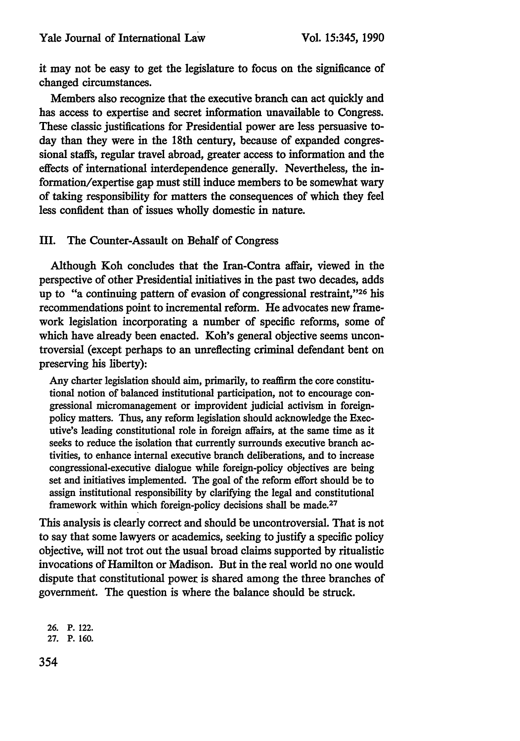it may not be easy to get the legislature to focus on the significance of changed circumstances.

Members also recognize that the executive branch can act quickly and has access to expertise and secret information unavailable to Congress. These classic justifications for Presidential power are less persuasive today than they were in the 18th century, because of expanded congressional staffs, regular travel abroad, greater access to information and the effects of international interdependence generally. Nevertheless, the information/expertise gap must still induce members to be somewhat wary of taking responsibility for matters the consequences of which they feel less confident than of issues wholly domestic in nature.

## III. The Counter-Assault on Behalf of Congress

Although Koh concludes that the Iran-Contra affair, viewed in the perspective of other Presidential initiatives in the past two decades, adds up to "a continuing pattern of evasion of congressional restraint,"[26] his recommendations point to incremental reform. He advocates new framework legislation incorporating a number of specific reforms, some of which have already been enacted. Koh's general objective seems uncontroversial (except perhaps to an unreflecting criminal defendant bent on preserving his liberty):

> Any charter legislation should aim, primarily, to reaffirm the core constitutional notion of balanced institutional participation, not to encourage congressional micromanagement or improvident judicial activism in foreign-policy matters. Thus, any reform legislation should acknowledge the Executive's leading constitutional role in foreign affairs, at the same time as it seeks to reduce the isolation that currently surrounds executive branch activities, to enhance internal executive branch deliberations, and to increase congressional-executive dialogue while foreign-policy objectives are being set and initiatives implemented. The goal of the reform effort should be to assign institutional responsibility by clarifying the legal and constitutional framework within which foreign-policy decisions shall be made.[27]

This analysis is clearly correct and should be uncontroversial. That is not to say that some lawyers or academics, seeking to justify a specific policy objective, will not trot out the usual broad claims supported by ritualistic invocations of Hamilton or Madison. But in the real world no one would dispute that constitutional power is shared among the three branches of government. The question is where the balance should be struck.

26. P. 122.

27. P. 160.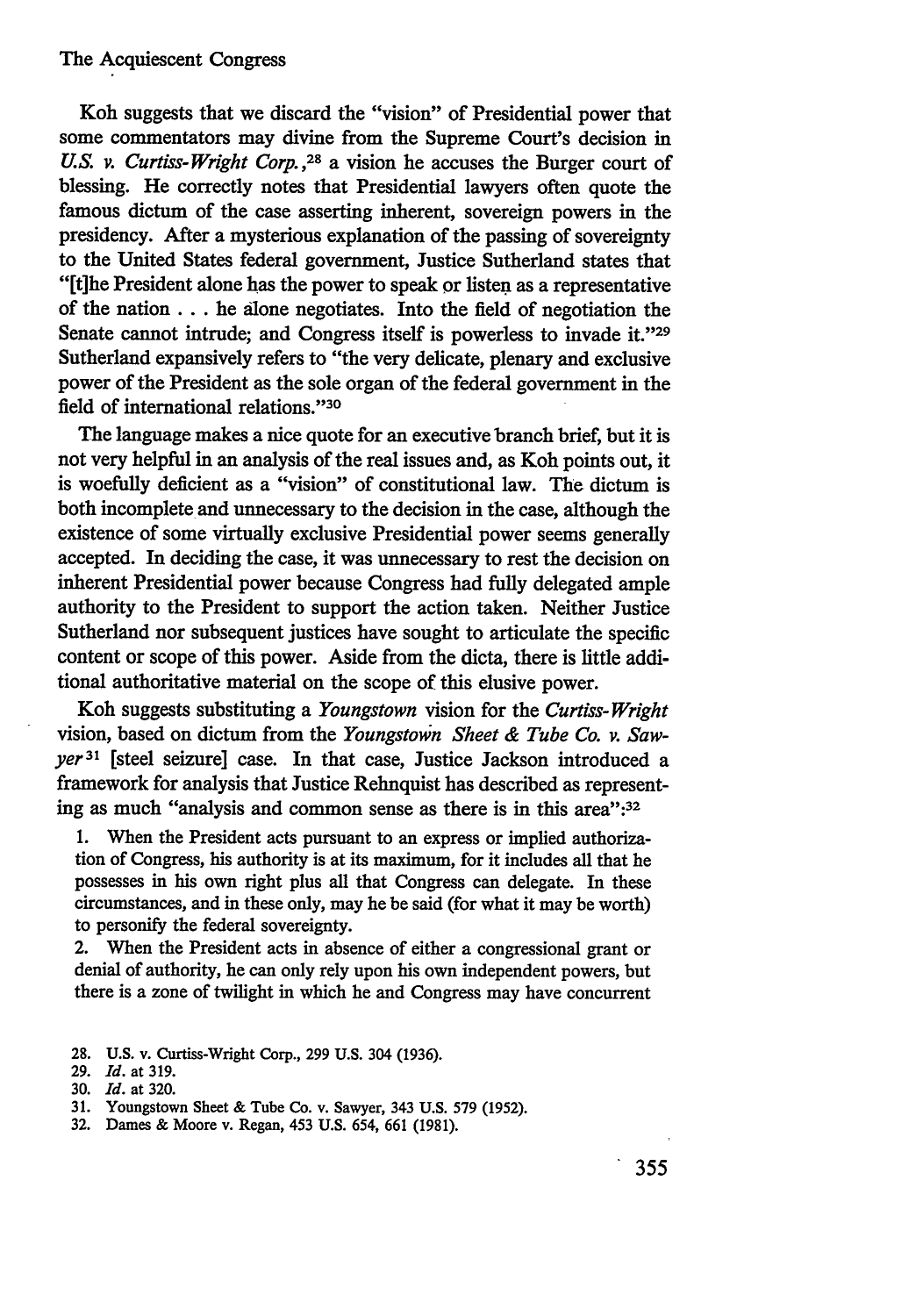Koh suggests that we discard the "vision" of Presidential power that some commentators may divine from the Supreme Court's decision in *U.S. v. Curtiss-Wright Corp.*,[28] a vision he accuses the Burger court of blessing. He correctly notes that Presidential lawyers often quote the famous dictum of the case asserting inherent, sovereign powers in the presidency. After a mysterious explanation of the passing of sovereignty to the United States federal government, Justice Sutherland states that "[t]he President alone has the power to speak or listen as a representative of the nation . . . he alone negotiates. Into the field of negotiation the Senate cannot intrude; and Congress itself is powerless to invade it."[29] Sutherland expansively refers to "the very delicate, plenary and exclusive power of the President as the sole organ of the federal government in the field of international relations."[30]

The language makes a nice quote for an executive branch brief, but it is not very helpful in an analysis of the real issues and, as Koh points out, it is woefully deficient as a "vision" of constitutional law. The dictum is both incomplete and unnecessary to the decision in the case, although the existence of some virtually exclusive Presidential power seems generally accepted. In deciding the case, it was unnecessary to rest the decision on inherent Presidential power because Congress had fully delegated ample authority to the President to support the action taken. Neither Justice Sutherland nor subsequent justices have sought to articulate the specific content or scope of this power. Aside from the dicta, there is little additional authoritative material on the scope of this elusive power.

Koh suggests substituting a *Youngstown* vision for the *Curtiss-Wright* vision, based on dictum from the *Youngstown Sheet & Tube Co. v. Sawyer*[31] [steel seizure] case. In that case, Justice Jackson introduced a framework for analysis that Justice Rehnquist has described as representing as much "analysis and common sense as there is in this area":[32]

> 1. When the President acts pursuant to an express or implied authorization of Congress, his authority is at its maximum, for it includes all that he possesses in his own right plus all that Congress can delegate. In these circumstances, and in these only, may he be said (for what it may be worth) to personify the federal sovereignty.
>
> 2. When the President acts in absence of either a congressional grant or denial of authority, he can only rely upon his own independent powers, but there is a zone of twilight in which he and Congress may have concurrent

28. U.S. v. Curtiss-Wright Corp., 299 U.S. 304 (1936).
29. *Id.* at 319.
30. *Id.* at 320.
31. Youngstown Sheet & Tube Co. v. Sawyer, 343 U.S. 579 (1952).
32. Dames & Moore v. Regan, 453 U.S. 654, 661 (1981).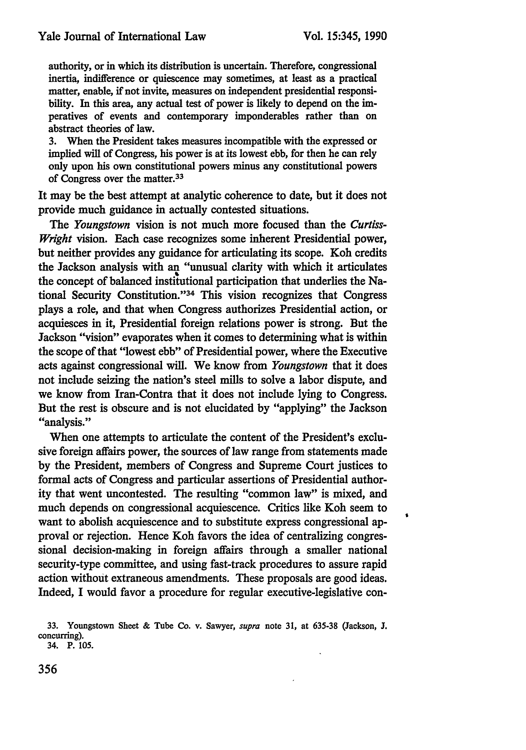authority, or in which its distribution is uncertain. Therefore, congressional inertia, indifference or quiescence may sometimes, at least as a practical matter, enable, if not invite, measures on independent presidential responsibility. In this area, any actual test of power is likely to depend on the imperatives of events and contemporary imponderables rather than on abstract theories of law.

3. When the President takes measures incompatible with the expressed or implied will of Congress, his power is at its lowest ebb, for then he can rely only upon his own constitutional powers minus any constitutional powers of Congress over the matter.[33]

It may be the best attempt at analytic coherence to date, but it does not provide much guidance in actually contested situations.

The *Youngstown* vision is not much more focused than the *Curtiss-Wright* vision. Each case recognizes some inherent Presidential power, but neither provides any guidance for articulating its scope. Koh credits the Jackson analysis with an "unusual clarity with which it articulates the concept of balanced institutional participation that underlies the National Security Constitution."[34] This vision recognizes that Congress plays a role, and that when Congress authorizes Presidential action, or acquiesces in it, Presidential foreign relations power is strong. But the Jackson "vision" evaporates when it comes to determining what is within the scope of that "lowest ebb" of Presidential power, where the Executive acts against congressional will. We know from *Youngstown* that it does not include seizing the nation's steel mills to solve a labor dispute, and we know from Iran-Contra that it does not include lying to Congress. But the rest is obscure and is not elucidated by "applying" the Jackson "analysis."

When one attempts to articulate the content of the President's exclusive foreign affairs power, the sources of law range from statements made by the President, members of Congress and Supreme Court justices to formal acts of Congress and particular assertions of Presidential authority that went uncontested. The resulting "common law" is mixed, and much depends on congressional acquiescence. Critics like Koh seem to want to abolish acquiescence and to substitute express congressional approval or rejection. Hence Koh favors the idea of centralizing congressional decision-making in foreign affairs through a smaller national security-type committee, and using fast-track procedures to assure rapid action without extraneous amendments. These proposals are good ideas. Indeed, I would favor a procedure for regular executive-legislative con-

33. Youngstown Sheet & Tube Co. v. Sawyer, *supra* note 31, at 635-38 (Jackson, J. concurring).

34. P. 105.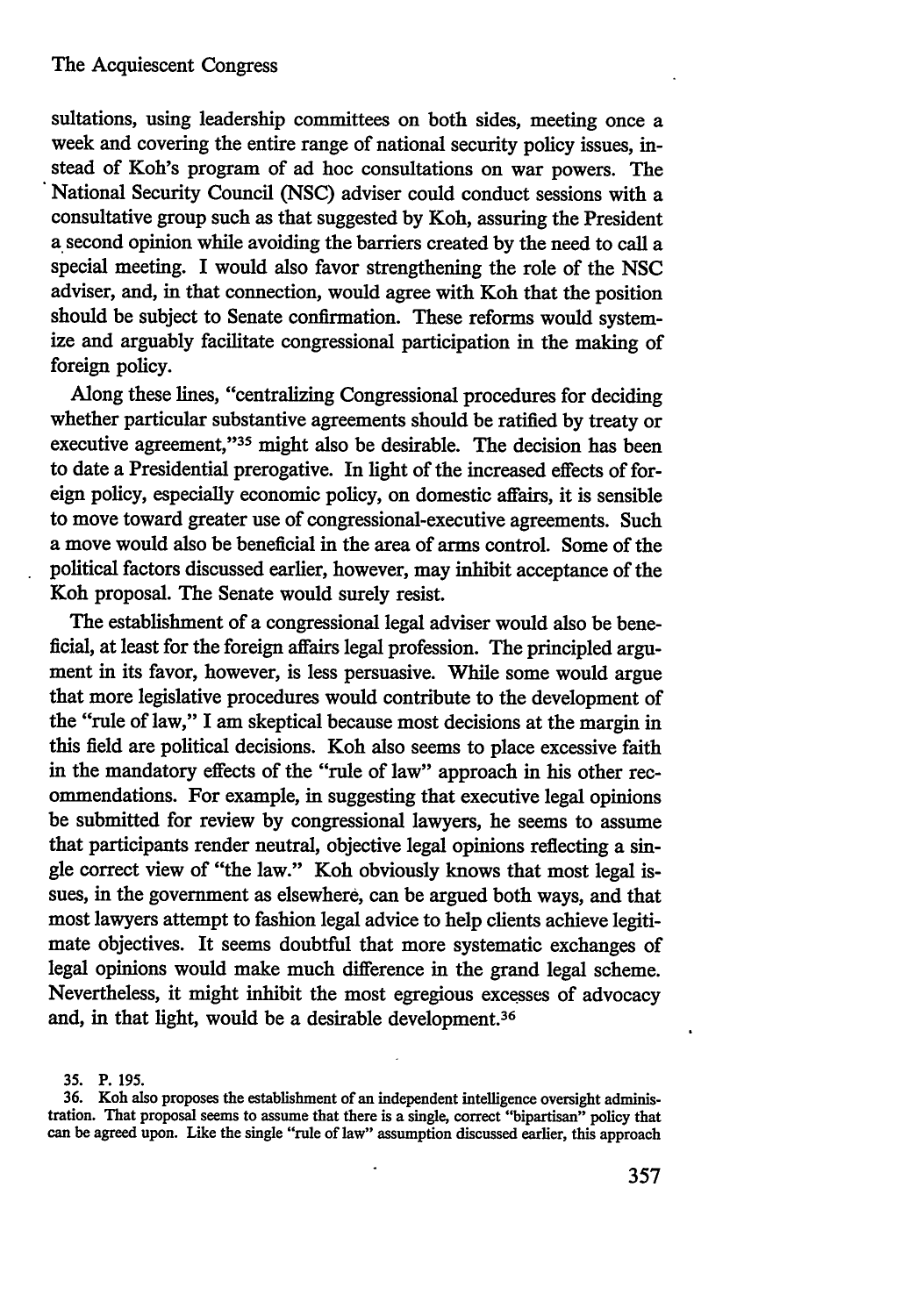sultations, using leadership committees on both sides, meeting once a week and covering the entire range of national security policy issues, instead of Koh's program of ad hoc consultations on war powers. The National Security Council (NSC) adviser could conduct sessions with a consultative group such as that suggested by Koh, assuring the President a second opinion while avoiding the barriers created by the need to call a special meeting. I would also favor strengthening the role of the NSC adviser, and, in that connection, would agree with Koh that the position should be subject to Senate confirmation. These reforms would systemize and arguably facilitate congressional participation in the making of foreign policy.

Along these lines, "centralizing Congressional procedures for deciding whether particular substantive agreements should be ratified by treaty or executive agreement,"[35] might also be desirable. The decision has been to date a Presidential prerogative. In light of the increased effects of foreign policy, especially economic policy, on domestic affairs, it is sensible to move toward greater use of congressional-executive agreements. Such a move would also be beneficial in the area of arms control. Some of the political factors discussed earlier, however, may inhibit acceptance of the Koh proposal. The Senate would surely resist.

The establishment of a congressional legal adviser would also be beneficial, at least for the foreign affairs legal profession. The principled argument in its favor, however, is less persuasive. While some would argue that more legislative procedures would contribute to the development of the "rule of law," I am skeptical because most decisions at the margin in this field are political decisions. Koh also seems to place excessive faith in the mandatory effects of the "rule of law" approach in his other recommendations. For example, in suggesting that executive legal opinions be submitted for review by congressional lawyers, he seems to assume that participants render neutral, objective legal opinions reflecting a single correct view of "the law." Koh obviously knows that most legal issues, in the government as elsewhere, can be argued both ways, and that most lawyers attempt to fashion legal advice to help clients achieve legitimate objectives. It seems doubtful that more systematic exchanges of legal opinions would make much difference in the grand legal scheme. Nevertheless, it might inhibit the most egregious excesses of advocacy and, in that light, would be a desirable development.[36]

35. P. 195.

36. Koh also proposes the establishment of an independent intelligence oversight administration. That proposal seems to assume that there is a single, correct "bipartisan" policy that can be agreed upon. Like the single "rule of law" assumption discussed earlier, this approach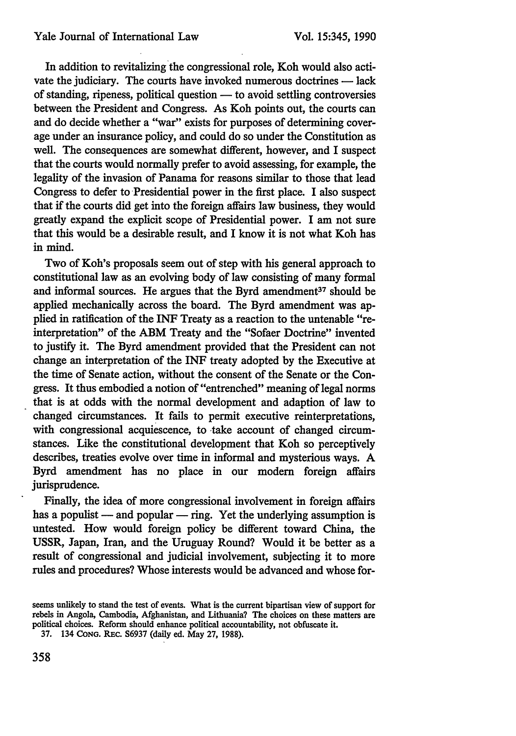In addition to revitalizing the congressional role, Koh would also activate the judiciary. The courts have invoked numerous doctrines — lack of standing, ripeness, political question — to avoid settling controversies between the President and Congress. As Koh points out, the courts can and do decide whether a "war" exists for purposes of determining coverage under an insurance policy, and could do so under the Constitution as well. The consequences are somewhat different, however, and I suspect that the courts would normally prefer to avoid assessing, for example, the legality of the invasion of Panama for reasons similar to those that lead Congress to defer to Presidential power in the first place. I also suspect that if the courts did get into the foreign affairs law business, they would greatly expand the explicit scope of Presidential power. I am not sure that this would be a desirable result, and I know it is not what Koh has in mind.

Two of Koh's proposals seem out of step with his general approach to constitutional law as an evolving body of law consisting of many formal and informal sources. He argues that the Byrd amendment[37] should be applied mechanically across the board. The Byrd amendment was applied in ratification of the INF Treaty as a reaction to the untenable "reinterpretation" of the ABM Treaty and the "Sofaer Doctrine" invented to justify it. The Byrd amendment provided that the President can not change an interpretation of the INF treaty adopted by the Executive at the time of Senate action, without the consent of the Senate or the Congress. It thus embodied a notion of "entrenched" meaning of legal norms that is at odds with the normal development and adaption of law to changed circumstances. It fails to permit executive reinterpretations, with congressional acquiescence, to take account of changed circumstances. Like the constitutional development that Koh so perceptively describes, treaties evolve over time in informal and mysterious ways. A Byrd amendment has no place in our modern foreign affairs jurisprudence.

Finally, the idea of more congressional involvement in foreign affairs has a populist — and popular — ring. Yet the underlying assumption is untested. How would foreign policy be different toward China, the USSR, Japan, Iran, and the Uruguay Round? Would it be better as a result of congressional and judicial involvement, subjecting it to more rules and procedures? Whose interests would be advanced and whose for-

seems unlikely to stand the test of events. What is the current bipartisan view of support for rebels in Angola, Cambodia, Afghanistan, and Lithuania? The choices on these matters are political choices. Reform should enhance political accountability, not obfuscate it.

37. 134 CONG. REC. S6937 (daily ed. May 27, 1988).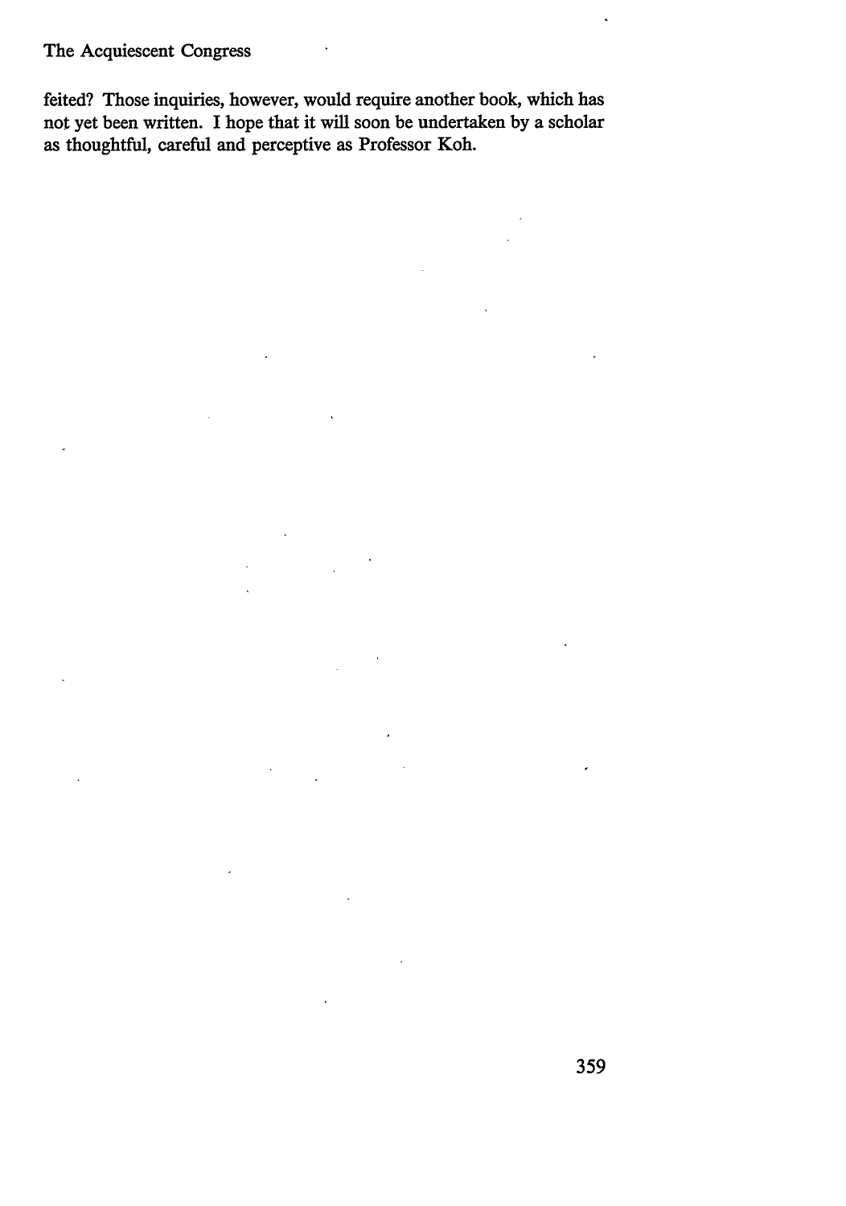feited? Those inquiries, however, would require another book, which has not yet been written. I hope that it will soon be undertaken by a scholar as thoughtful, careful and perceptive as Professor Koh.